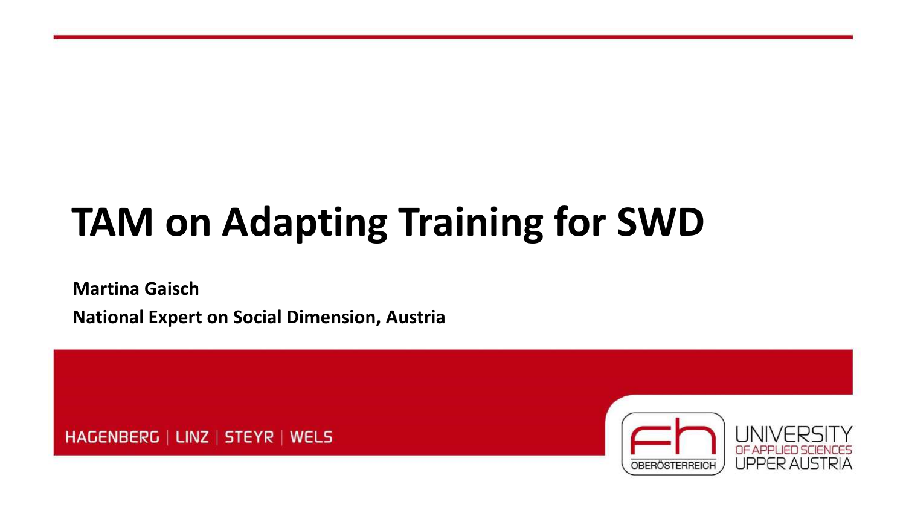# TAM on Adapting Training for SWD

**Martina Gaisch**

**National Expert on Social Dimension, Austria**

HAGENBERG | LINZ | STEYR | WELS

UNIVERSITY OF APPLIED SCIENCES UPPER AUSTRIA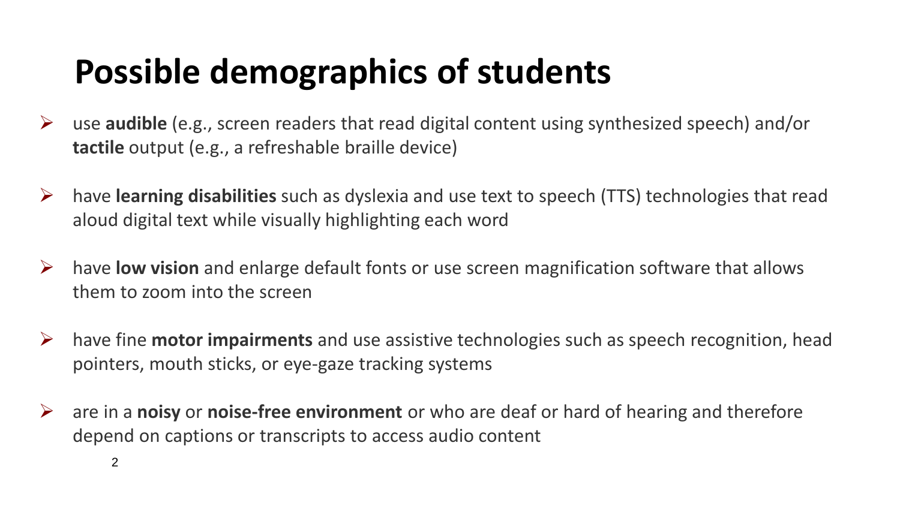# Possible demographics of students

- use **audible** (e.g., screen readers that read digital content using synthesized speech) and/or **tactile** output (e.g., a refreshable braille device)
- have **learning disabilities** such as dyslexia and use text to speech (TTS) technologies that read aloud digital text while visually highlighting each word
- have **low vision** and enlarge default fonts or use screen magnification software that allows them to zoom into the screen
- have fine **motor impairments** and use assistive technologies such as speech recognition, head pointers, mouth sticks, or eye-gaze tracking systems
- are in a **noisy** or **noise-free environment** or who are deaf or hard of hearing and therefore depend on captions or transcripts to access audio content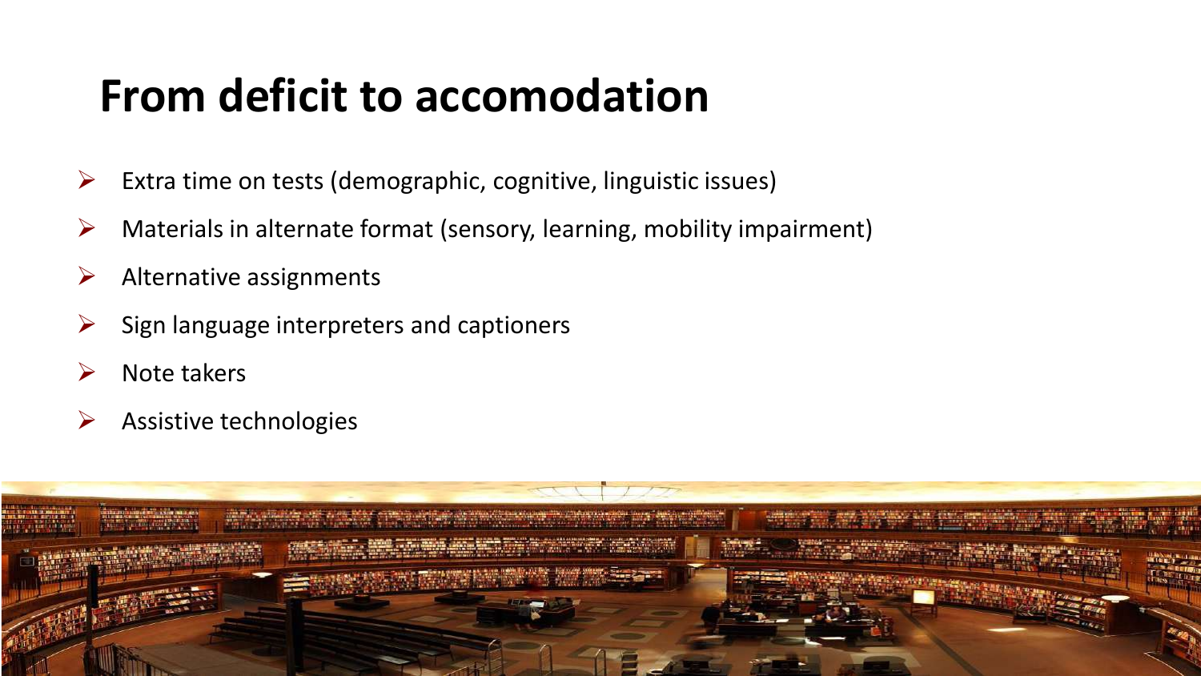# From deficit to accomodation

- Extra time on tests (demographic, cognitive, linguistic issues)
- Materials in alternate format (sensory, learning, mobility impairment)
- Alternative assignments
- Sign language interpreters and captioners
- Note takers
- Assistive technologies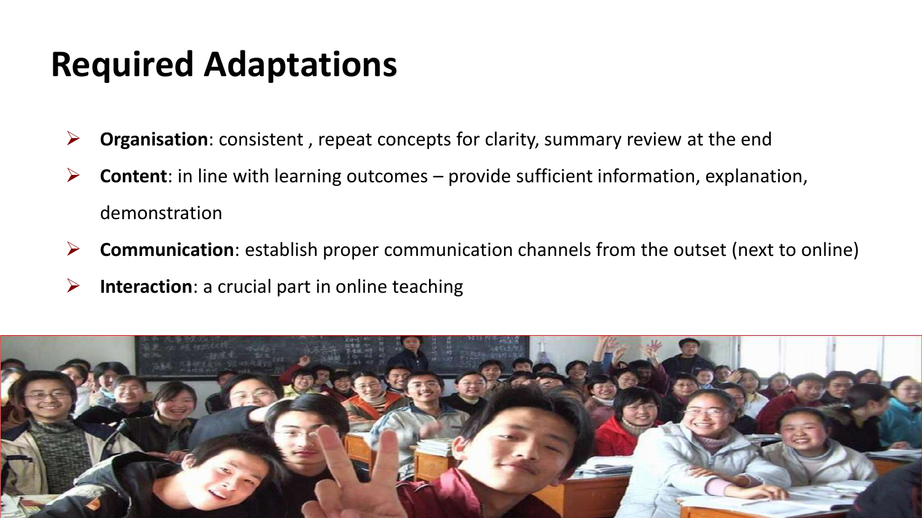# Required Adaptations

- **Organisation**: consistent , repeat concepts for clarity, summary review at the end
- **Content**: in line with learning outcomes – provide sufficient information, explanation, demonstration
- **Communication**: establish proper communication channels from the outset (next to online)
- **Interaction**: a crucial part in online teaching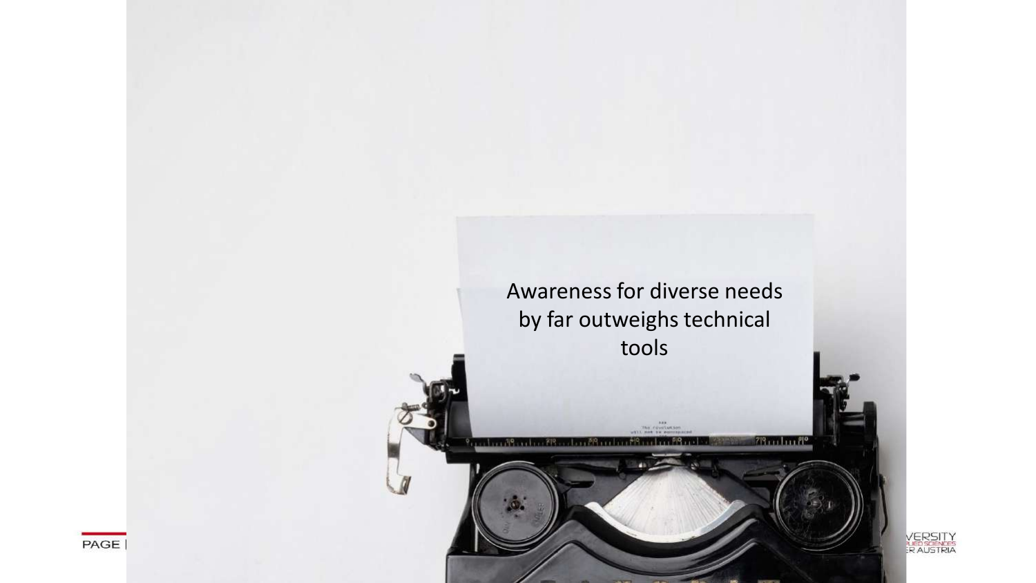Awareness for diverse needs by far outweighs technical tools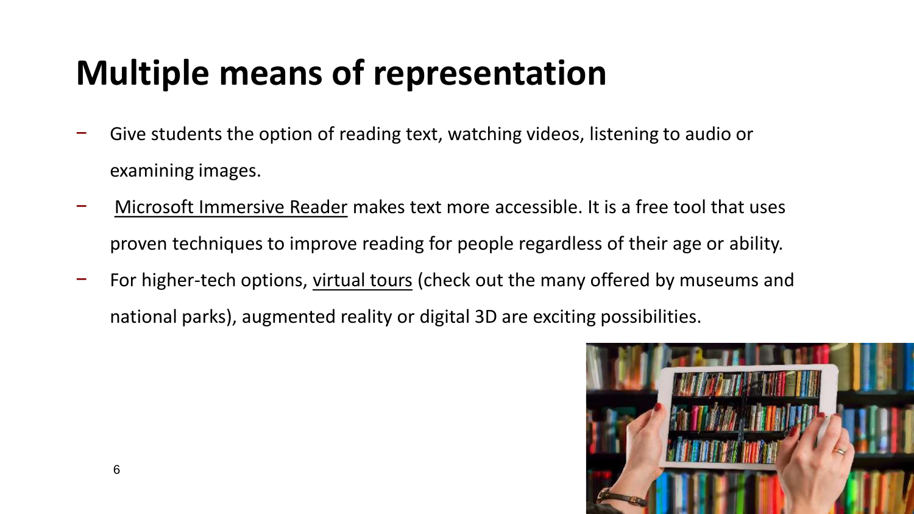# Multiple means of representation

- Give students the option of reading text, watching videos, listening to audio or examining images.
- Microsoft Immersive Reader makes text more accessible. It is a free tool that uses proven techniques to improve reading for people regardless of their age or ability.
- For higher-tech options, virtual tours (check out the many offered by museums and national parks), augmented reality or digital 3D are exciting possibilities.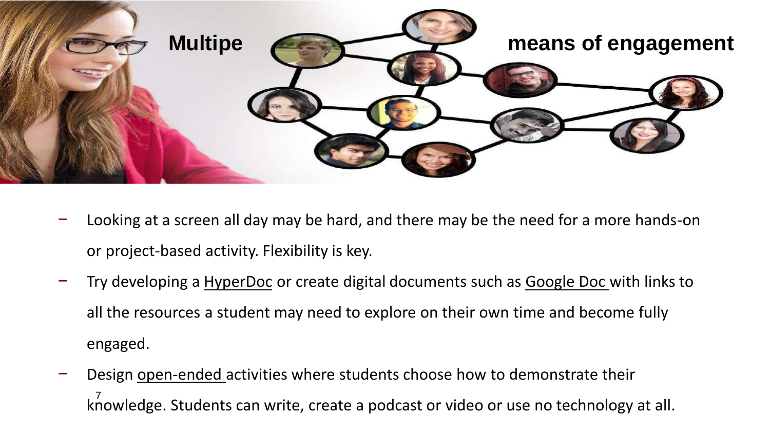# Multipe means of engagement

- Looking at a screen all day may be hard, and there may be the need for a more hands-on or project-based activity. Flexibility is key.
- Try developing a HyperDoc or create digital documents such as Google Doc with links to all the resources a student may need to explore on their own time and become fully engaged.
- Design open-ended activities where students choose how to demonstrate their knowledge. Students can write, create a podcast or video or use no technology at all.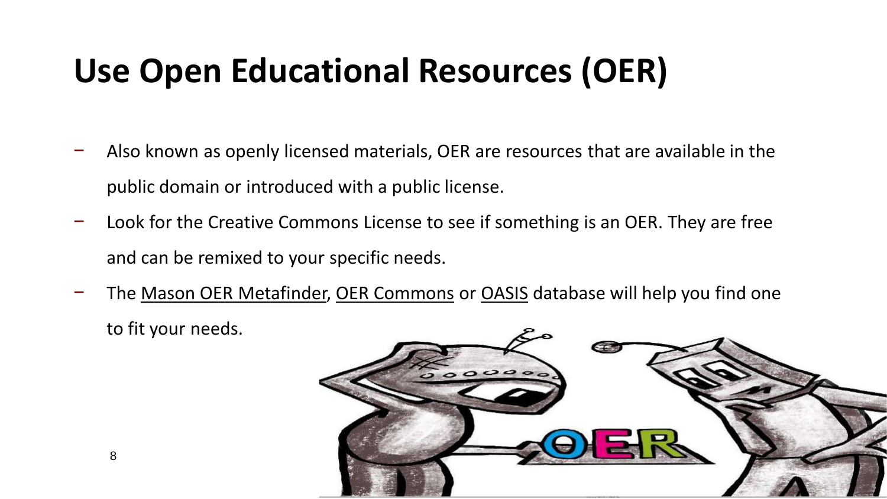# Use Open Educational Resources (OER)

- Also known as openly licensed materials, OER are resources that are available in the public domain or introduced with a public license.
- Look for the Creative Commons License to see if something is an OER. They are free and can be remixed to your specific needs.
- The Mason OER Metafinder, OER Commons or OASIS database will help you find one to fit your needs.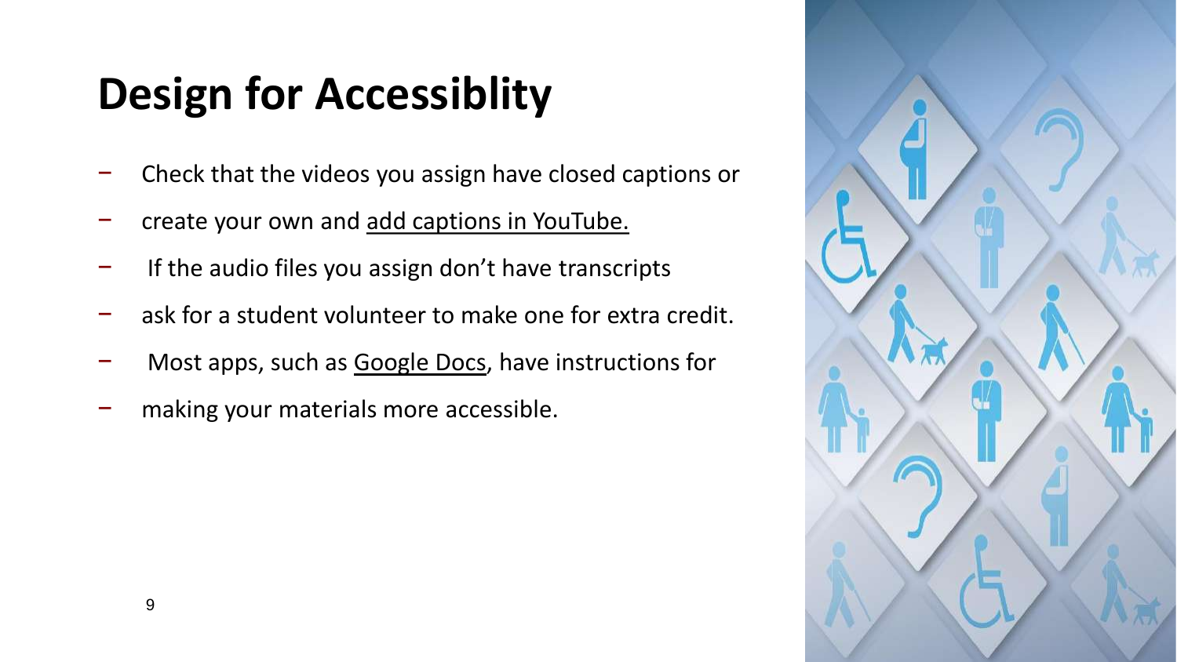# Design for Accessiblity

- Check that the videos you assign have closed captions or
- create your own and add captions in YouTube.
- If the audio files you assign don't have transcripts
- ask for a student volunteer to make one for extra credit.
- Most apps, such as Google Docs, have instructions for
- making your materials more accessible.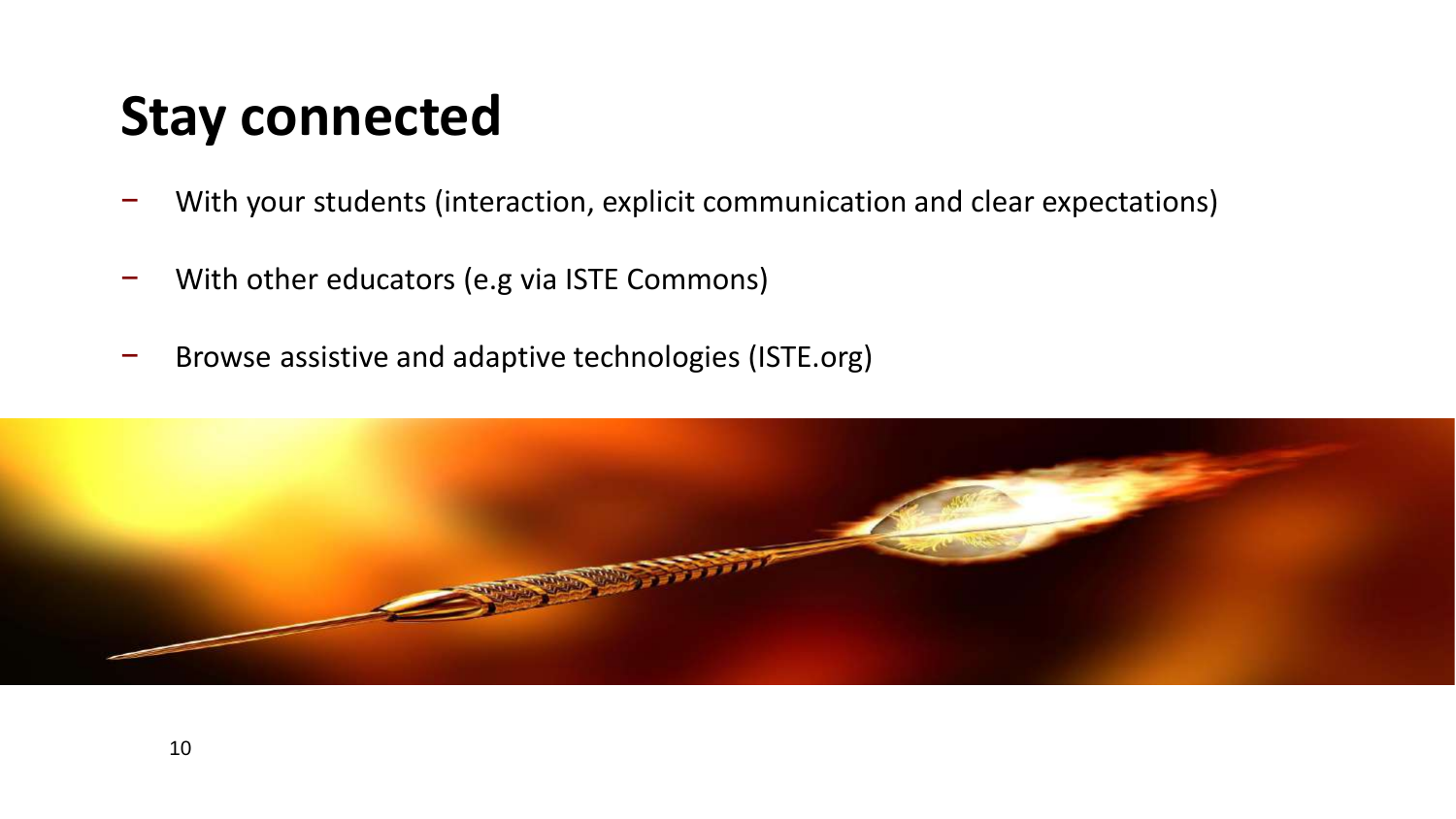# Stay connected

- With your students (interaction, explicit communication and clear expectations)
- With other educators (e.g via ISTE Commons)
- Browse assistive and adaptive technologies (ISTE.org)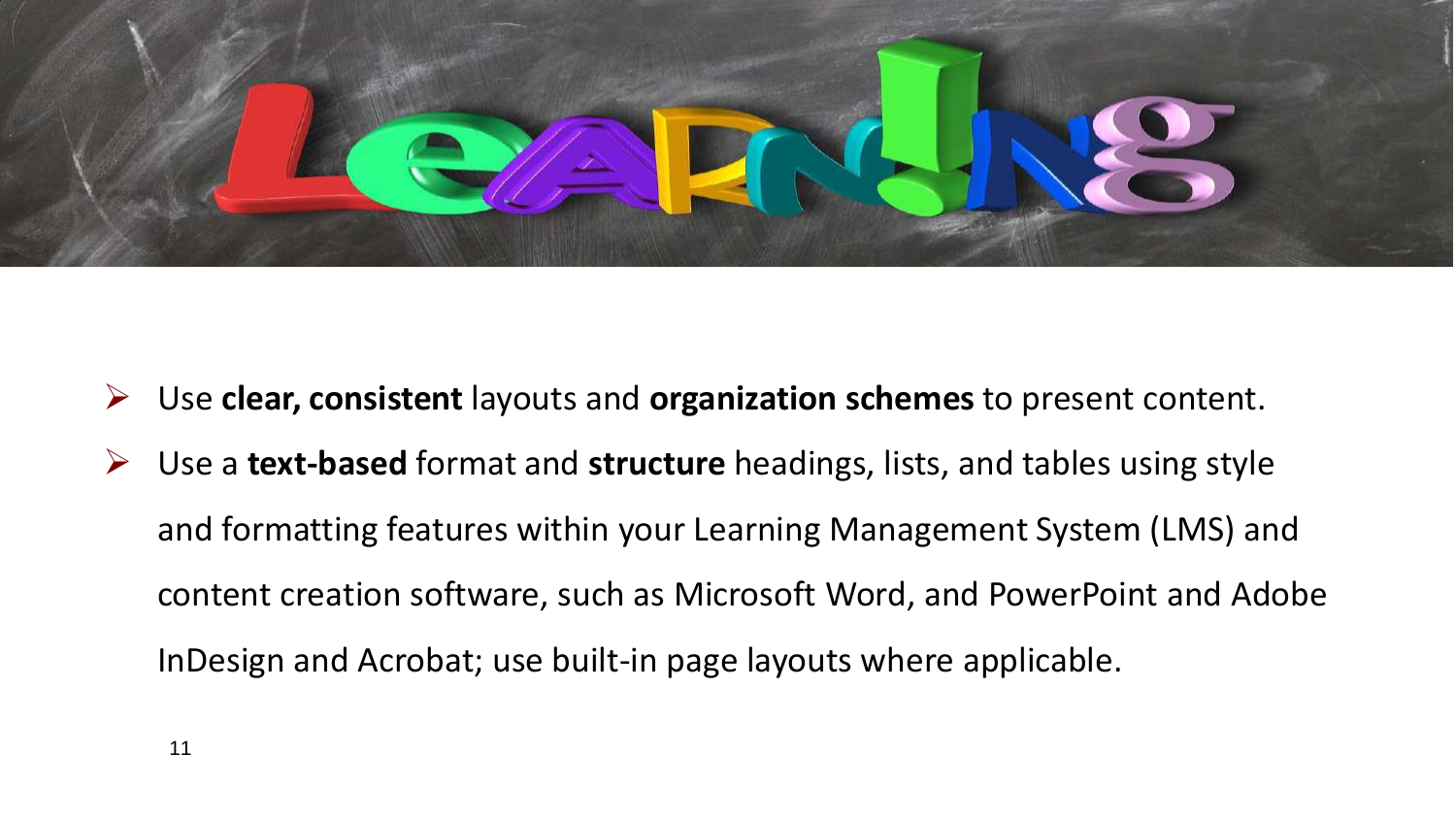- Use **clear, consistent** layouts and **organization schemes** to present content.
- Use a **text-based** format and **structure** headings, lists, and tables using style and formatting features within your Learning Management System (LMS) and content creation software, such as Microsoft Word, and PowerPoint and Adobe InDesign and Acrobat; use built-in page layouts where applicable.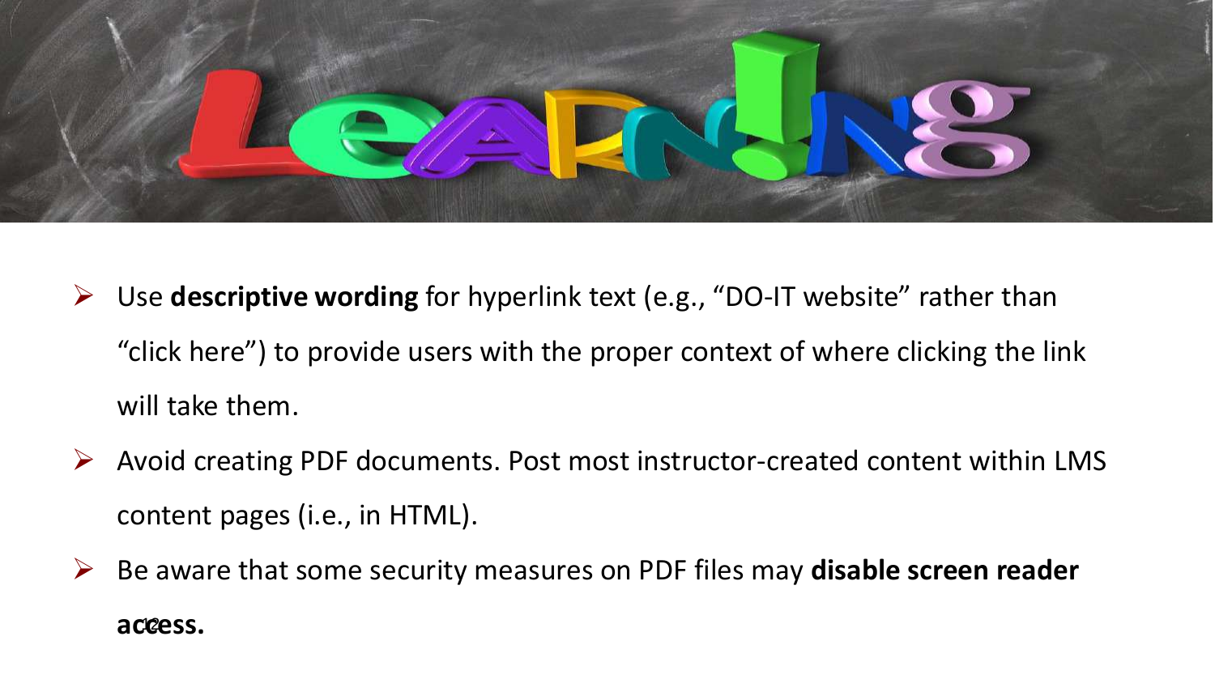- Use **descriptive wording** for hyperlink text (e.g., "DO-IT website" rather than "click here") to provide users with the proper context of where clicking the link will take them.
- Avoid creating PDF documents. Post most instructor-created content within LMS content pages (i.e., in HTML).
- Be aware that some security measures on PDF files may **disable screen reader access.**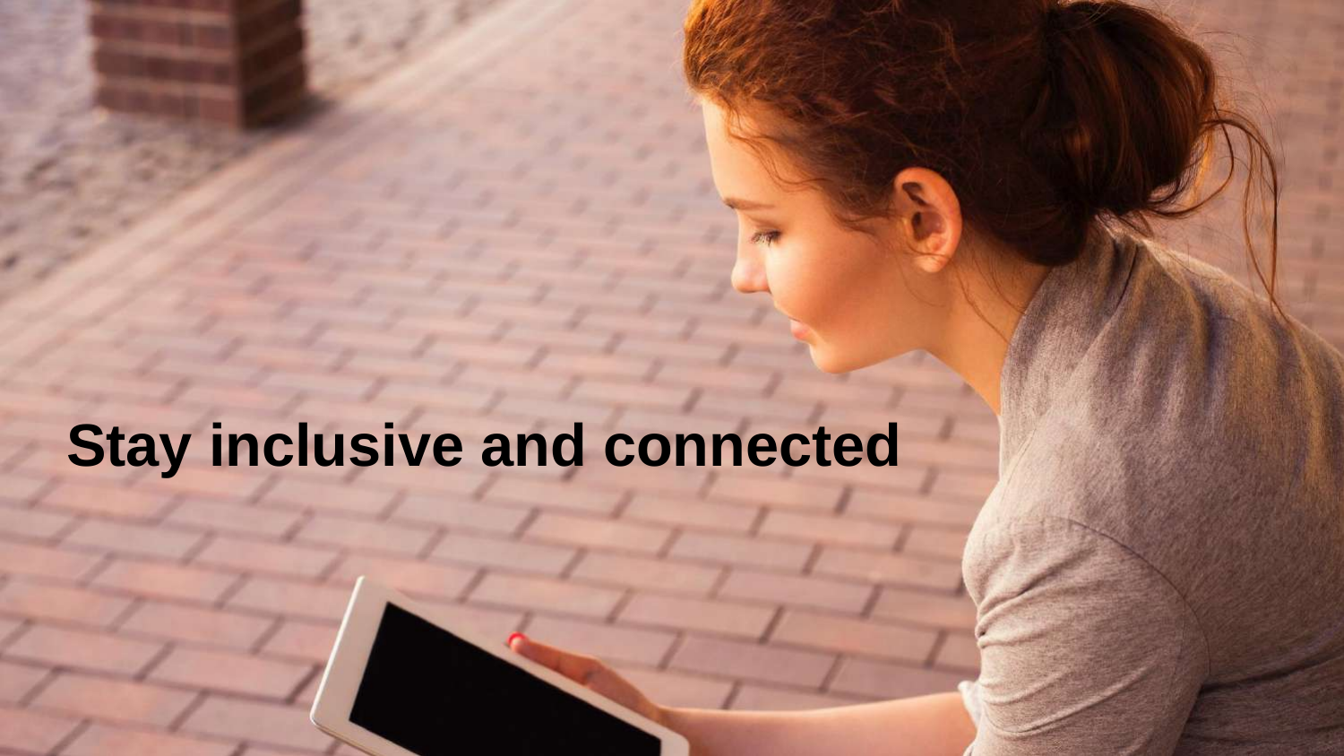# Stay inclusive and connected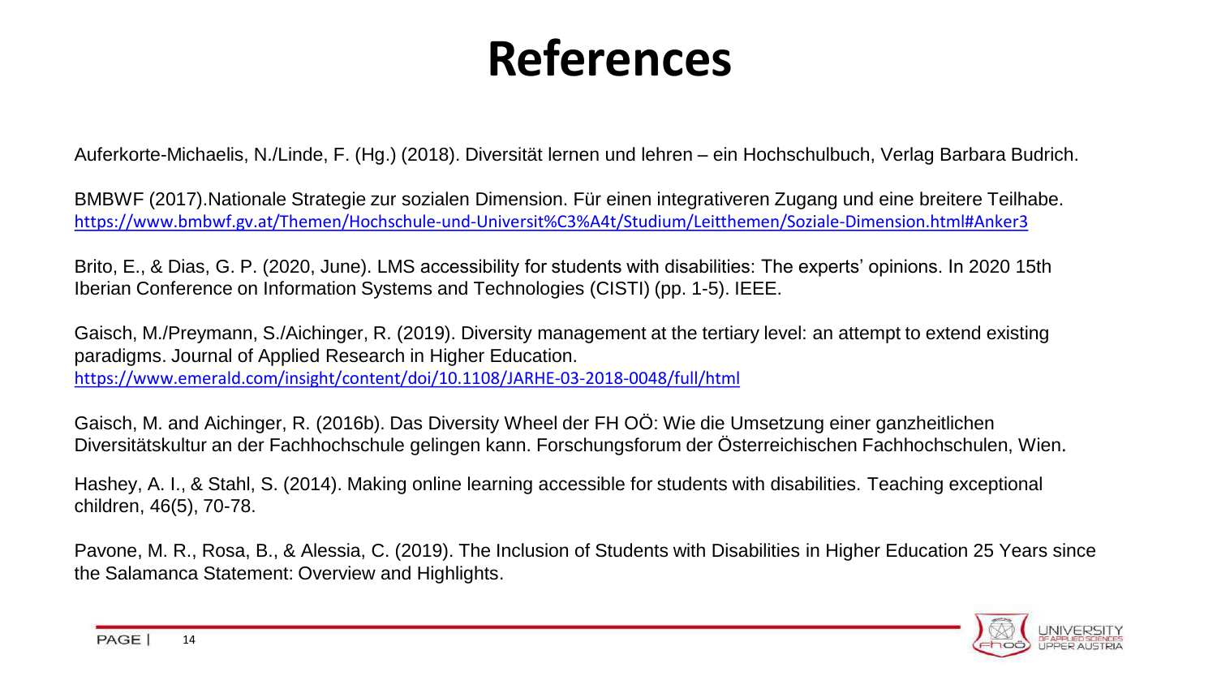# References

Auferkorte-Michaelis, N./Linde, F. (Hg.) (2018). Diversität lernen und lehren – ein Hochschulbuch, Verlag Barbara Budrich.

BMBWF (2017).Nationale Strategie zur sozialen Dimension. Für einen integrativeren Zugang und eine breitere Teilhabe. https://www.bmbwf.gv.at/Themen/Hochschule-und-Universit%C3%A4t/Studium/Leitthemen/Soziale-Dimension.html#Anker3

Brito, E., & Dias, G. P. (2020, June). LMS accessibility for students with disabilities: The experts' opinions. In 2020 15th Iberian Conference on Information Systems and Technologies (CISTI) (pp. 1-5). IEEE.

Gaisch, M./Preymann, S./Aichinger, R. (2019). Diversity management at the tertiary level: an attempt to extend existing paradigms. Journal of Applied Research in Higher Education. https://www.emerald.com/insight/content/doi/10.1108/JARHE-03-2018-0048/full/html

Gaisch, M. and Aichinger, R. (2016b). Das Diversity Wheel der FH OÖ: Wie die Umsetzung einer ganzheitlichen Diversitätskultur an der Fachhochschule gelingen kann. Forschungsforum der Österreichischen Fachhochschulen, Wien.

Hashey, A. I., & Stahl, S. (2014). Making online learning accessible for students with disabilities. Teaching exceptional children, 46(5), 70-78.

Pavone, M. R., Rosa, B., & Alessia, C. (2019). The Inclusion of Students with Disabilities in Higher Education 25 Years since the Salamanca Statement: Overview and Highlights.